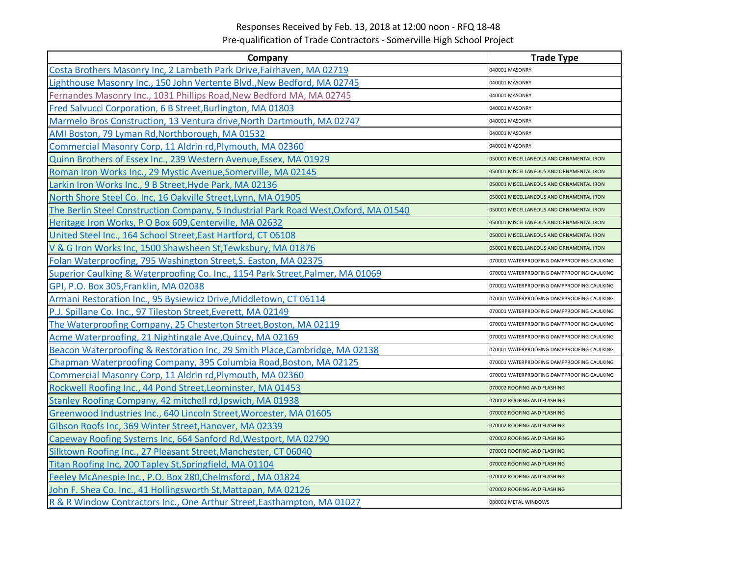Responses Received by Feb. 13, 2018 at 12:00 noon - RFQ 18-48

Pre-qualification of Trade Contractors - Somerville High School Project

| Company | Trade Type |
|---|---|
| Costa Brothers Masonry Inc, 2 Lambeth Park Drive,Fairhaven, MA 02719 | 040001 MASONRY |
| Lighthouse Masonry Inc., 150 John Vertente Blvd.,New Bedford, MA 02745 | 040001 MASONRY |
| Fernandes Masonry Inc., 1031 Phillips Road,New Bedford MA, MA 02745 | 040001 MASONRY |
| Fred Salvucci Corporation, 6 B Street,Burlington, MA 01803 | 040001 MASONRY |
| Marmelo Bros Construction, 13 Ventura drive,North Dartmouth, MA 02747 | 040001 MASONRY |
| AMI Boston, 79 Lyman Rd,Northborough, MA 01532 | 040001 MASONRY |
| Commercial Masonry Corp, 11 Aldrin rd,Plymouth, MA 02360 | 040001 MASONRY |
| Quinn Brothers of Essex Inc., 239 Western Avenue,Essex, MA 01929 | 050001 MISCELLANEOUS AND ORNAMENTAL IRON |
| Roman Iron Works Inc., 29 Mystic Avenue,Somerville, MA 02145 | 050001 MISCELLANEOUS AND ORNAMENTAL IRON |
| Larkin Iron Works Inc., 9 B Street,Hyde Park, MA 02136 | 050001 MISCELLANEOUS AND ORNAMENTAL IRON |
| North Shore Steel Co. Inc, 16 Oakville Street,Lynn, MA 01905 | 050001 MISCELLANEOUS AND ORNAMENTAL IRON |
| The Berlin Steel Construction Company, 5 Industrial Park Road West,Oxford, MA 01540 | 050001 MISCELLANEOUS AND ORNAMENTAL IRON |
| Heritage Iron Works, P O Box 609,Centerville, MA 02632 | 050001 MISCELLANEOUS AND ORNAMENTAL IRON |
| United Steel Inc., 164 School Street,East Hartford, CT 06108 | 050001 MISCELLANEOUS AND ORNAMENTAL IRON |
| V & G Iron Works Inc, 1500 Shawsheen St,Tewksbury, MA 01876 | 050001 MISCELLANEOUS AND ORNAMENTAL IRON |
| Folan Waterproofing, 795 Washington Street,S. Easton, MA 02375 | 070001 WATERPROOFING DAMPPROOFING CAULKING |
| Superior Caulking & Waterproofing Co. Inc., 1154 Park Street,Palmer, MA 01069 | 070001 WATERPROOFING DAMPPROOFING CAULKING |
| GPI, P.O. Box 305,Franklin, MA 02038 | 070001 WATERPROOFING DAMPPROOFING CAULKING |
| Armani Restoration Inc., 95 Bysiewicz Drive,Middletown, CT 06114 | 070001 WATERPROOFING DAMPPROOFING CAULKING |
| P.J. Spillane Co. Inc., 97 Tileston Street,Everett, MA 02149 | 070001 WATERPROOFING DAMPPROOFING CAULKING |
| The Waterproofing Company, 25 Chesterton Street,Boston, MA 02119 | 070001 WATERPROOFING DAMPPROOFING CAULKING |
| Acme Waterproofing, 21 Nightingale Ave,Quincy, MA 02169 | 070001 WATERPROOFING DAMPPROOFING CAULKING |
| Beacon Waterproofing & Restoration Inc, 29 Smith Place,Cambridge, MA 02138 | 070001 WATERPROOFING DAMPPROOFING CAULKING |
| Chapman Waterproofing Company, 395 Columbia Road,Boston, MA 02125 | 070001 WATERPROOFING DAMPPROOFING CAULKING |
| Commercial Masonry Corp, 11 Aldrin rd,Plymouth, MA 02360 | 070001 WATERPROOFING DAMPPROOFING CAULKING |
| Rockwell Roofing Inc., 44 Pond Street,Leominster, MA 01453 | 070002 ROOFING AND FLASHING |
| Stanley Roofing Company, 42 mitchell rd,Ipswich, MA 01938 | 070002 ROOFING AND FLASHING |
| Greenwood Industries Inc., 640 Lincoln Street,Worcester, MA 01605 | 070002 ROOFING AND FLASHING |
| GIbson Roofs Inc, 369 Winter Street,Hanover, MA 02339 | 070002 ROOFING AND FLASHING |
| Capeway Roofing Systems Inc, 664 Sanford Rd,Westport, MA 02790 | 070002 ROOFING AND FLASHING |
| Silktown Roofing Inc., 27 Pleasant Street,Manchester, CT 06040 | 070002 ROOFING AND FLASHING |
| Titan Roofing Inc, 200 Tapley St,Springfield, MA 01104 | 070002 ROOFING AND FLASHING |
| Feeley McAnespie Inc., P.O. Box 280,Chelmsford , MA 01824 | 070002 ROOFING AND FLASHING |
| John F. Shea Co. Inc., 41 Hollingsworth St,Mattapan, MA 02126 | 070002 ROOFING AND FLASHING |
| R & R Window Contractors Inc., One Arthur Street,Easthampton, MA 01027 | 080001 METAL WINDOWS |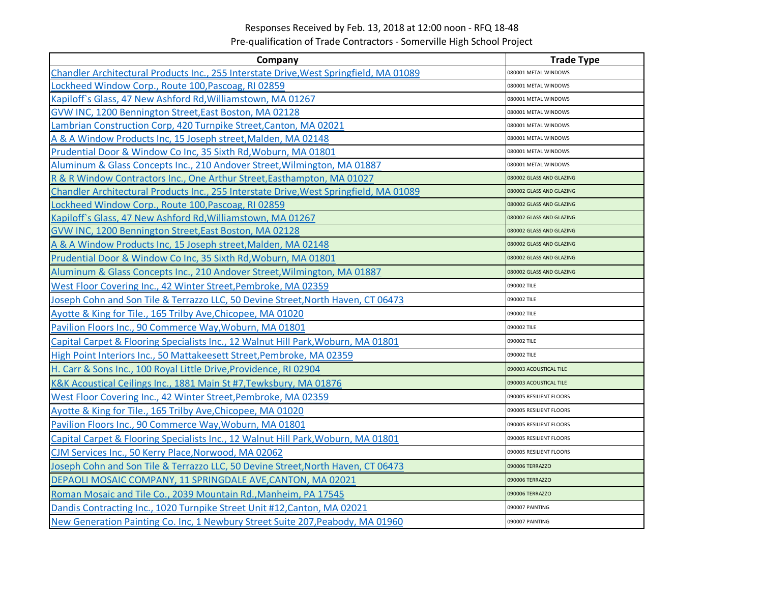Responses Received by Feb. 13, 2018 at 12:00 noon - RFQ 18-48

Pre-qualification of Trade Contractors - Somerville High School Project

| Company | Trade Type |
|---|---|
| Chandler Architectural Products Inc., 255 Interstate Drive,West Springfield, MA 01089 | 080001 METAL WINDOWS |
| Lockheed Window Corp., Route 100,Pascoag, RI 02859 | 080001 METAL WINDOWS |
| Kapiloff`s Glass, 47 New Ashford Rd,Williamstown, MA 01267 | 080001 METAL WINDOWS |
| GVW INC, 1200 Bennington Street,East Boston, MA 02128 | 080001 METAL WINDOWS |
| Lambrian Construction Corp, 420 Turnpike Street,Canton, MA 02021 | 080001 METAL WINDOWS |
| A & A Window Products Inc, 15 Joseph street,Malden, MA 02148 | 080001 METAL WINDOWS |
| Prudential Door & Window Co Inc, 35 Sixth Rd,Woburn, MA 01801 | 080001 METAL WINDOWS |
| Aluminum & Glass Concepts Inc., 210 Andover Street,Wilmington, MA 01887 | 080001 METAL WINDOWS |
| R & R Window Contractors Inc., One Arthur Street,Easthampton, MA 01027 | 080002 GLASS AND GLAZING |
| Chandler Architectural Products Inc., 255 Interstate Drive,West Springfield, MA 01089 | 080002 GLASS AND GLAZING |
| Lockheed Window Corp., Route 100,Pascoag, RI 02859 | 080002 GLASS AND GLAZING |
| Kapiloff`s Glass, 47 New Ashford Rd,Williamstown, MA 01267 | 080002 GLASS AND GLAZING |
| GVW INC, 1200 Bennington Street,East Boston, MA 02128 | 080002 GLASS AND GLAZING |
| A & A Window Products Inc, 15 Joseph street,Malden, MA 02148 | 080002 GLASS AND GLAZING |
| Prudential Door & Window Co Inc, 35 Sixth Rd,Woburn, MA 01801 | 080002 GLASS AND GLAZING |
| Aluminum & Glass Concepts Inc., 210 Andover Street,Wilmington, MA 01887 | 080002 GLASS AND GLAZING |
| West Floor Covering Inc., 42 Winter Street,Pembroke, MA 02359 | 090002 TILE |
| Joseph Cohn and Son Tile & Terrazzo LLC, 50 Devine Street,North Haven, CT 06473 | 090002 TILE |
| Ayotte & King for Tile., 165 Trilby Ave,Chicopee, MA 01020 | 090002 TILE |
| Pavilion Floors Inc., 90 Commerce Way,Woburn, MA 01801 | 090002 TILE |
| Capital Carpet & Flooring Specialists Inc., 12 Walnut Hill Park,Woburn, MA 01801 | 090002 TILE |
| High Point Interiors Inc., 50 Mattakeesett Street,Pembroke, MA 02359 | 090002 TILE |
| H. Carr & Sons Inc., 100 Royal Little Drive,Providence, RI 02904 | 090003 ACOUSTICAL TILE |
| K&K Acoustical Ceilings Inc., 1881 Main St #7,Tewksbury, MA 01876 | 090003 ACOUSTICAL TILE |
| West Floor Covering Inc., 42 Winter Street,Pembroke, MA 02359 | 090005 RESILIENT FLOORS |
| Ayotte & King for Tile., 165 Trilby Ave,Chicopee, MA 01020 | 090005 RESILIENT FLOORS |
| Pavilion Floors Inc., 90 Commerce Way,Woburn, MA 01801 | 090005 RESILIENT FLOORS |
| Capital Carpet & Flooring Specialists Inc., 12 Walnut Hill Park,Woburn, MA 01801 | 090005 RESILIENT FLOORS |
| CJM Services Inc., 50 Kerry Place,Norwood, MA 02062 | 090005 RESILIENT FLOORS |
| Joseph Cohn and Son Tile & Terrazzo LLC, 50 Devine Street,North Haven, CT 06473 | 090006 TERRAZZO |
| DEPAOLI MOSAIC COMPANY, 11 SPRINGDALE AVE,CANTON, MA 02021 | 090006 TERRAZZO |
| Roman Mosaic and Tile Co., 2039 Mountain Rd.,Manheim, PA 17545 | 090006 TERRAZZO |
| Dandis Contracting Inc., 1020 Turnpike Street Unit #12,Canton, MA 02021 | 090007 PAINTING |
| New Generation Painting Co. Inc, 1 Newbury Street Suite 207,Peabody, MA 01960 | 090007 PAINTING |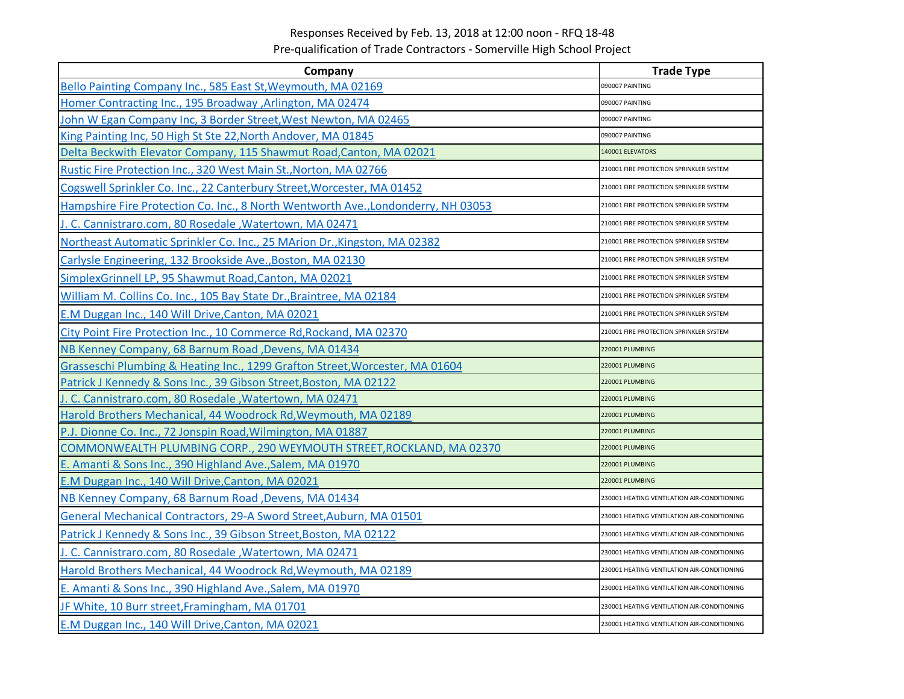Responses Received by Feb. 13, 2018 at 12:00 noon - RFQ 18-48

Pre-qualification of Trade Contractors - Somerville High School Project

| Company | Trade Type |
|---|---|
| Bello Painting Company Inc., 585 East St,Weymouth, MA 02169 | 090007 PAINTING |
| Homer Contracting Inc., 195 Broadway ,Arlington, MA 02474 | 090007 PAINTING |
| John W Egan Company Inc, 3 Border Street,West Newton, MA 02465 | 090007 PAINTING |
| King Painting Inc, 50 High St Ste 22,North Andover, MA 01845 | 090007 PAINTING |
| Delta Beckwith Elevator Company, 115 Shawmut Road,Canton, MA 02021 | 140001 ELEVATORS |
| Rustic Fire Protection Inc., 320 West Main St.,Norton, MA 02766 | 210001 FIRE PROTECTION SPRINKLER SYSTEM |
| Cogswell Sprinkler Co. Inc., 22 Canterbury Street,Worcester, MA 01452 | 210001 FIRE PROTECTION SPRINKLER SYSTEM |
| Hampshire Fire Protection Co. Inc., 8 North Wentworth Ave.,Londonderry, NH 03053 | 210001 FIRE PROTECTION SPRINKLER SYSTEM |
| J. C. Cannistraro.com, 80 Rosedale ,Watertown, MA 02471 | 210001 FIRE PROTECTION SPRINKLER SYSTEM |
| Northeast Automatic Sprinkler Co. Inc., 25 MArion Dr.,Kingston, MA 02382 | 210001 FIRE PROTECTION SPRINKLER SYSTEM |
| Carlysle Engineering, 132 Brookside Ave.,Boston, MA 02130 | 210001 FIRE PROTECTION SPRINKLER SYSTEM |
| SimplexGrinnell LP, 95 Shawmut Road,Canton, MA 02021 | 210001 FIRE PROTECTION SPRINKLER SYSTEM |
| William M. Collins Co. Inc., 105 Bay State Dr.,Braintree, MA 02184 | 210001 FIRE PROTECTION SPRINKLER SYSTEM |
| E.M Duggan Inc., 140 Will Drive,Canton, MA 02021 | 210001 FIRE PROTECTION SPRINKLER SYSTEM |
| City Point Fire Protection Inc., 10 Commerce Rd,Rockand, MA 02370 | 210001 FIRE PROTECTION SPRINKLER SYSTEM |
| NB Kenney Company, 68 Barnum Road ,Devens, MA 01434 | 220001 PLUMBING |
| Grasseschi Plumbing & Heating Inc., 1299 Grafton Street,Worcester, MA 01604 | 220001 PLUMBING |
| Patrick J Kennedy & Sons Inc., 39 Gibson Street,Boston, MA 02122 | 220001 PLUMBING |
| J. C. Cannistraro.com, 80 Rosedale ,Watertown, MA 02471 | 220001 PLUMBING |
| Harold Brothers Mechanical, 44 Woodrock Rd,Weymouth, MA 02189 | 220001 PLUMBING |
| P.J. Dionne Co. Inc., 72 Jonspin Road,Wilmington, MA 01887 | 220001 PLUMBING |
| COMMONWEALTH PLUMBING CORP., 290 WEYMOUTH STREET,ROCKLAND, MA 02370 | 220001 PLUMBING |
| E. Amanti & Sons Inc., 390 Highland Ave.,Salem, MA 01970 | 220001 PLUMBING |
| E.M Duggan Inc., 140 Will Drive,Canton, MA 02021 | 220001 PLUMBING |
| NB Kenney Company, 68 Barnum Road ,Devens, MA 01434 | 230001 HEATING VENTILATION AIR-CONDITIONING |
| General Mechanical Contractors, 29-A Sword Street,Auburn, MA 01501 | 230001 HEATING VENTILATION AIR-CONDITIONING |
| Patrick J Kennedy & Sons Inc., 39 Gibson Street,Boston, MA 02122 | 230001 HEATING VENTILATION AIR-CONDITIONING |
| J. C. Cannistraro.com, 80 Rosedale ,Watertown, MA 02471 | 230001 HEATING VENTILATION AIR-CONDITIONING |
| Harold Brothers Mechanical, 44 Woodrock Rd,Weymouth, MA 02189 | 230001 HEATING VENTILATION AIR-CONDITIONING |
| E. Amanti & Sons Inc., 390 Highland Ave.,Salem, MA 01970 | 230001 HEATING VENTILATION AIR-CONDITIONING |
| JF White, 10 Burr street,Framingham, MA 01701 | 230001 HEATING VENTILATION AIR-CONDITIONING |
| E.M Duggan Inc., 140 Will Drive,Canton, MA 02021 | 230001 HEATING VENTILATION AIR-CONDITIONING |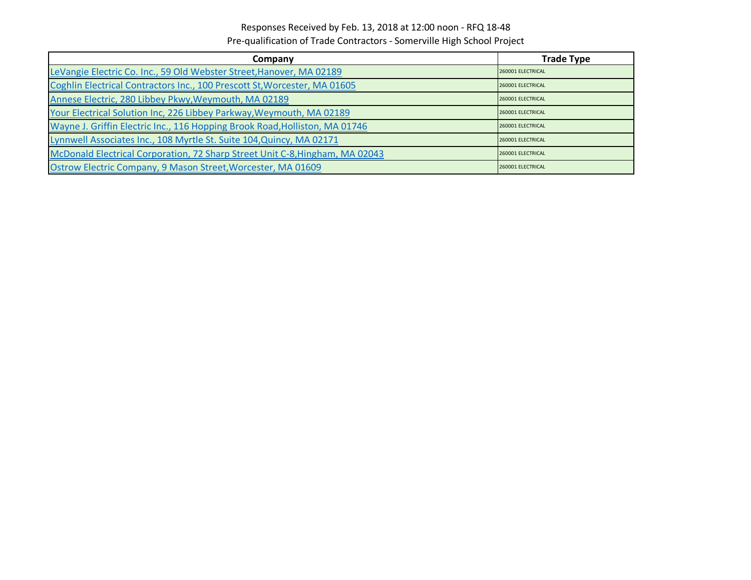Responses Received by Feb. 13, 2018 at 12:00 noon - RFQ 18-48

Pre-qualification of Trade Contractors - Somerville High School Project

| Company | Trade Type |
|---|---|
| LeVangie Electric Co. Inc., 59 Old Webster Street,Hanover, MA 02189 | 260001 ELECTRICAL |
| Coghlin Electrical Contractors Inc., 100 Prescott St,Worcester, MA 01605 | 260001 ELECTRICAL |
| Annese Electric, 280 Libbey Pkwy,Weymouth, MA 02189 | 260001 ELECTRICAL |
| Your Electrical Solution Inc, 226 Libbey Parkway,Weymouth, MA 02189 | 260001 ELECTRICAL |
| Wayne J. Griffin Electric Inc., 116 Hopping Brook Road,Holliston, MA 01746 | 260001 ELECTRICAL |
| Lynnwell Associates Inc., 108 Myrtle St. Suite 104,Quincy, MA 02171 | 260001 ELECTRICAL |
| McDonald Electrical Corporation, 72 Sharp Street Unit C-8,Hingham, MA 02043 | 260001 ELECTRICAL |
| Ostrow Electric Company, 9 Mason Street,Worcester, MA 01609 | 260001 ELECTRICAL |